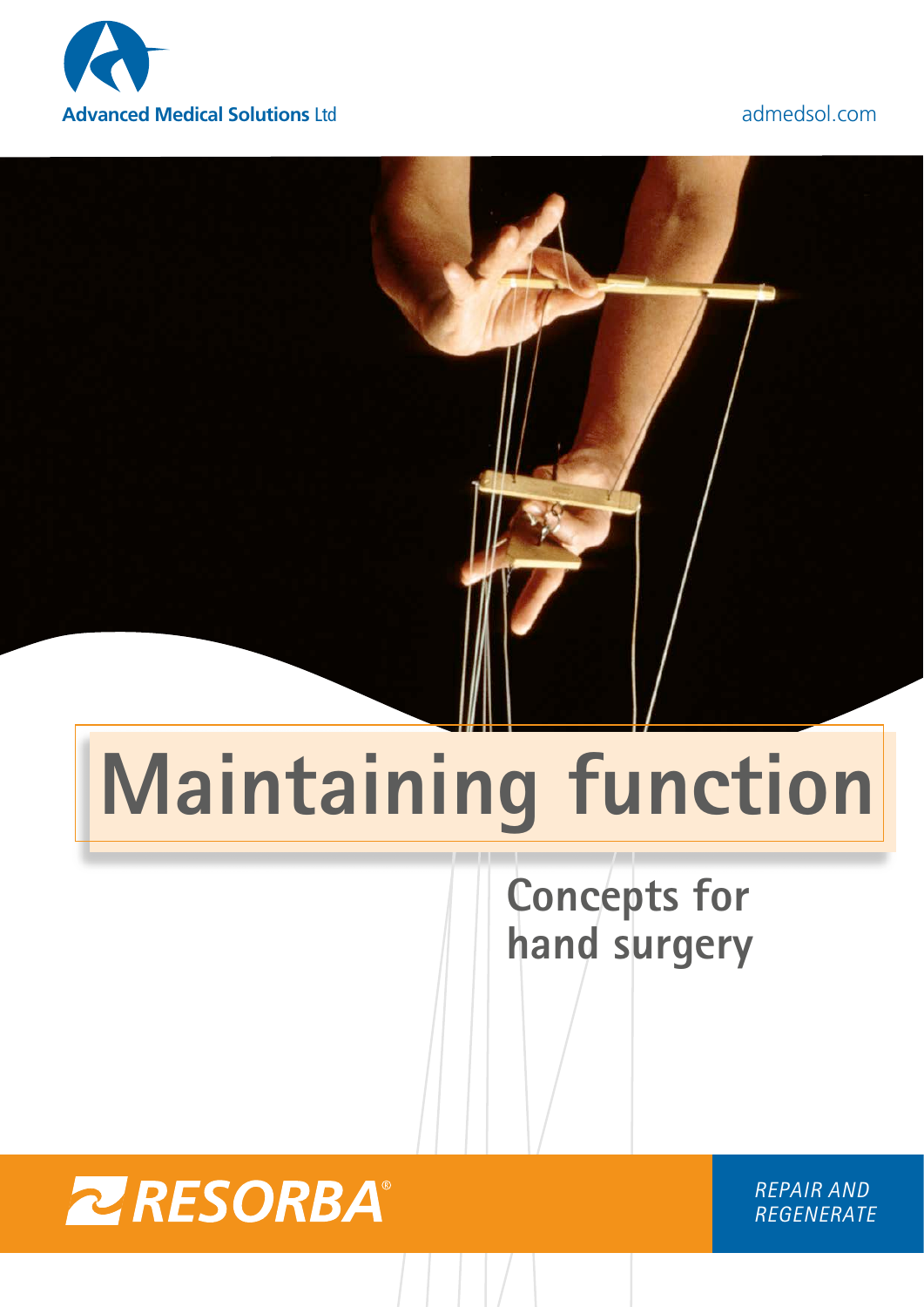Advanced Medical Solutions Ltd

admedsol.com

# Maintaining function

## Concepts for hand surgery

RESORBA®

*REPAIR AND REGENERATE*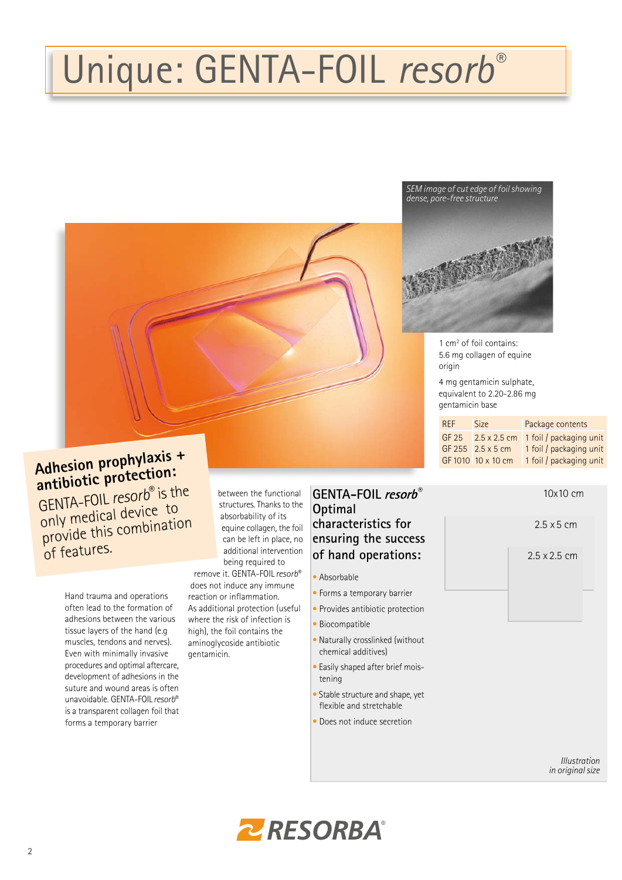# Unique: GENTA-FOIL *resorb*®

*SEM image of cut edge of foil showing dense, pore-free structure*

1 cm² of foil contains:
5.6 mg collagen of equine origin

4 mg gentamicin sulphate, equivalent to 2.20-2.86 mg gentamicin base

| REF | Size | Package contents |
|---|---|---|
| GF 25 | 2.5 x 2.5 cm | 1 foil / packaging unit |
| GF 255 | 2.5 x 5 cm | 1 foil / packaging unit |
| GF 1010 | 10 x 10 cm | 1 foil / packaging unit |

## Adhesion prophylaxis + antibiotic protection:

GENTA-FOIL *resorb*® is the only medical device to provide this combination of features.

Hand trauma and operations often lead to the formation of adhesions between the various tissue layers of the hand (e.g muscles, tendons and nerves). Even with minimally invasive procedures and optimal aftercare, development of adhesions in the suture and wound areas is often unavoidable. GENTA-FOIL *resorb*® is a transparent collagen foil that forms a temporary barrier between the functional structures. Thanks to the absorbability of its equine collagen, the foil can be left in place, no additional intervention being required to remove it. GENTA-FOIL *resorb*® does not induce any immune reaction or inflammation. As additional protection (useful where the risk of infection is high), the foil contains the aminoglycoside antibiotic gentamicin.

## GENTA-FOIL *resorb*® Optimal characteristics for ensuring the success of hand operations:

- Absorbable
- Forms a temporary barrier
- Provides antibiotic protection
- Biocompatible
- Naturally crosslinked (without chemical additives)
- Easily shaped after brief moistening
- Stable structure and shape, yet flexible and stretchable
- Does not induce secretion

10x10 cm

2.5 x 5 cm

2.5 x 2.5 cm

*Illustration in original size*

RESORBA®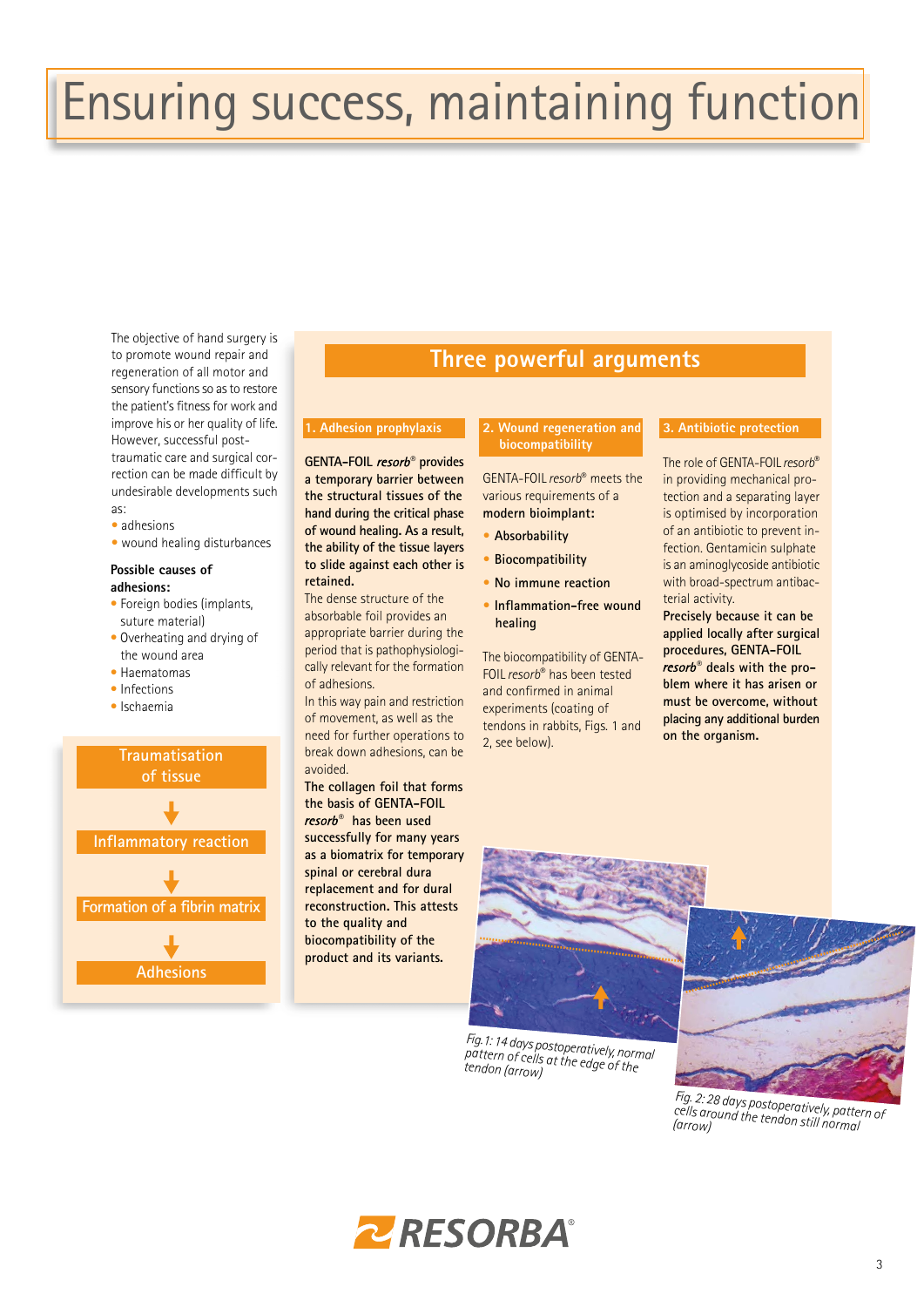# Ensuring success, maintaining function

The objective of hand surgery is to promote wound repair and regeneration of all motor and sensory functions so as to restore the patient's fitness for work and improve his or her quality of life. However, successful post-traumatic care and surgical correction can be made difficult by undesirable developments such as:

- adhesions
- wound healing disturbances

**Possible causes of adhesions:**

- Foreign bodies (implants, suture material)
- Overheating and drying of the wound area
- Haematomas
- Infections
- Ischaemia

Traumatisation of tissue
↓
Inflammatory reaction
↓
Formation of a fibrin matrix
↓
Adhesions

## Three powerful arguments

### 1. Adhesion prophylaxis

**GENTA-FOIL *resorb*® provides a temporary barrier between the structural tissues of the hand during the critical phase of wound healing. As a result, the ability of the tissue layers to slide against each other is retained.**

The dense structure of the absorbable foil provides an appropriate barrier during the period that is pathophysiologically relevant for the formation of adhesions.

In this way pain and restriction of movement, as well as the need for further operations to break down adhesions, can be avoided.

**The collagen foil that forms the basis of GENTA-FOIL *resorb*® has been used successfully for many years as a biomatrix for temporary spinal or cerebral dura replacement and for dural reconstruction. This attests to the quality and biocompatibility of the product and its variants.**

### 2. Wound regeneration and biocompatibility

GENTA-FOIL *resorb*® meets the various requirements of a **modern bioimplant:**

- **Absorbability**
- **Biocompatibility**
- **No immune reaction**
- **Inflammation-free wound healing**

The biocompatibility of GENTA-FOIL *resorb*® has been tested and confirmed in animal experiments (coating of tendons in rabbits, Figs. 1 and 2, see below).

### 3. Antibiotic protection

The role of GENTA-FOIL *resorb*® in providing mechanical protection and a separating layer is optimised by incorporation of an antibiotic to prevent infection. Gentamicin sulphate is an aminoglycoside antibiotic with broad-spectrum antibacterial activity.

**Precisely because it can be applied locally after surgical procedures, GENTA-FOIL *resorb*® deals with the problem where it has arisen or must be overcome, without placing any additional burden on the organism.**

*Fig. 1: 14 days postoperatively, normal pattern of cells at the edge of the tendon (arrow)*

*Fig. 2: 28 days postoperatively, pattern of cells around the tendon still normal (arrow)*

RESORBA®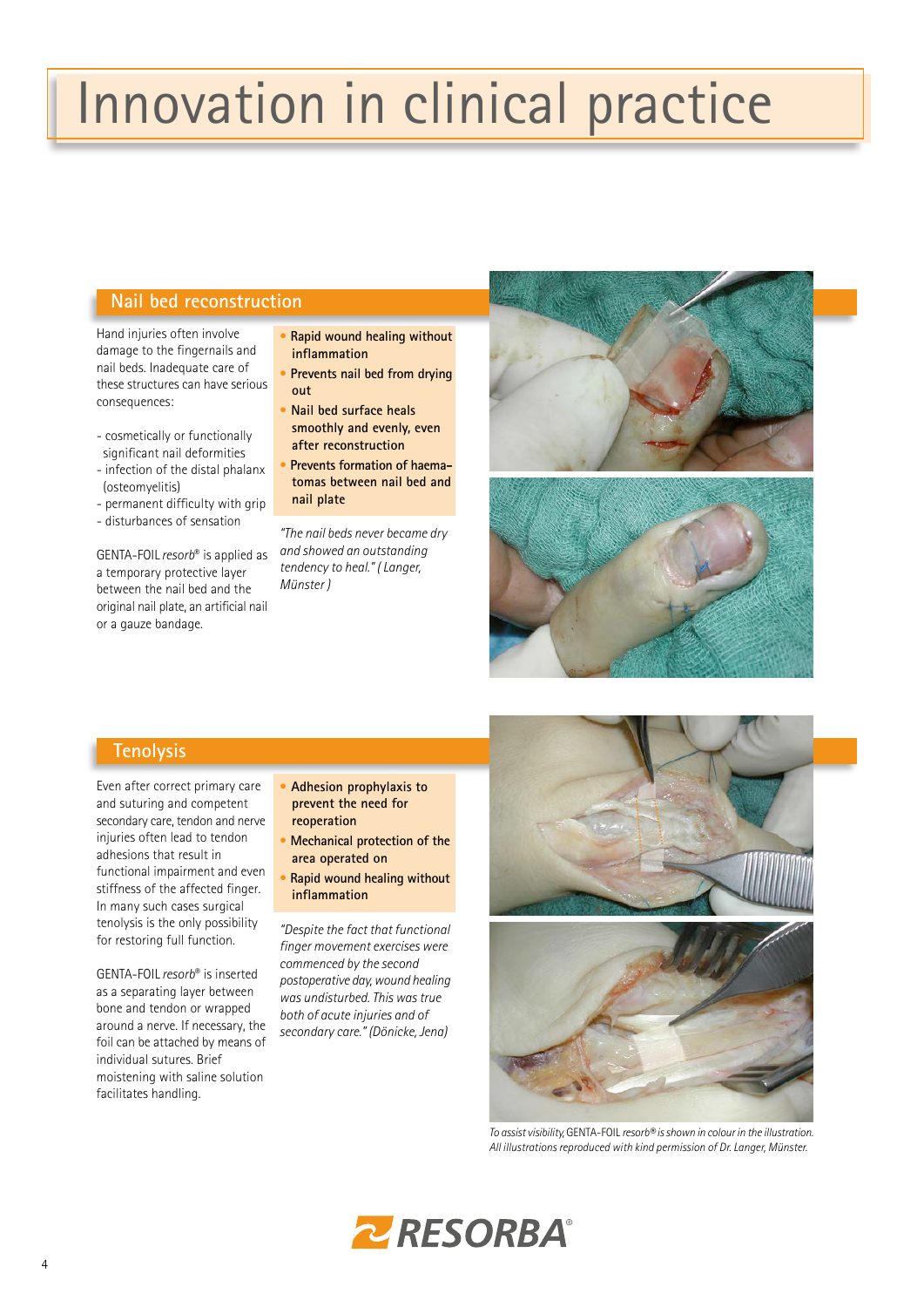# Innovation in clinical practice

## Nail bed reconstruction

Hand injuries often involve damage to the fingernails and nail beds. Inadequate care of these structures can have serious consequences:

- cosmetically or functionally significant nail deformities
- infection of the distal phalanx (osteomyelitis)
- permanent difficulty with grip
- disturbances of sensation

GENTA-FOIL *resorb*® is applied as a temporary protective layer between the nail bed and the original nail plate, an artificial nail or a gauze bandage.

- **Rapid wound healing without inflammation**
- **Prevents nail bed from drying out**
- **Nail bed surface heals smoothly and evenly, even after reconstruction**
- **Prevents formation of haematomas between nail bed and nail plate**

*"The nail beds never became dry and showed an outstanding tendency to heal." ( Langer, Münster )*

## Tenolysis

Even after correct primary care and suturing and competent secondary care, tendon and nerve injuries often lead to tendon adhesions that result in functional impairment and even stiffness of the affected finger. In many such cases surgical tenolysis is the only possibility for restoring full function.

GENTA-FOIL *resorb*® is inserted as a separating layer between bone and tendon or wrapped around a nerve. If necessary, the foil can be attached by means of individual sutures. Brief moistening with saline solution facilitates handling.

- **Adhesion prophylaxis to prevent the need for reoperation**
- **Mechanical protection of the area operated on**
- **Rapid wound healing without inflammation**

*"Despite the fact that functional finger movement exercises were commenced by the second postoperative day, wound healing was undisturbed. This was true both of acute injuries and of secondary care." (Dönicke, Jena)*

*To assist visibility, GENTA-FOIL resorb® is shown in colour in the illustration. All illustrations reproduced with kind permission of Dr. Langer, Münster.*

RESORBA®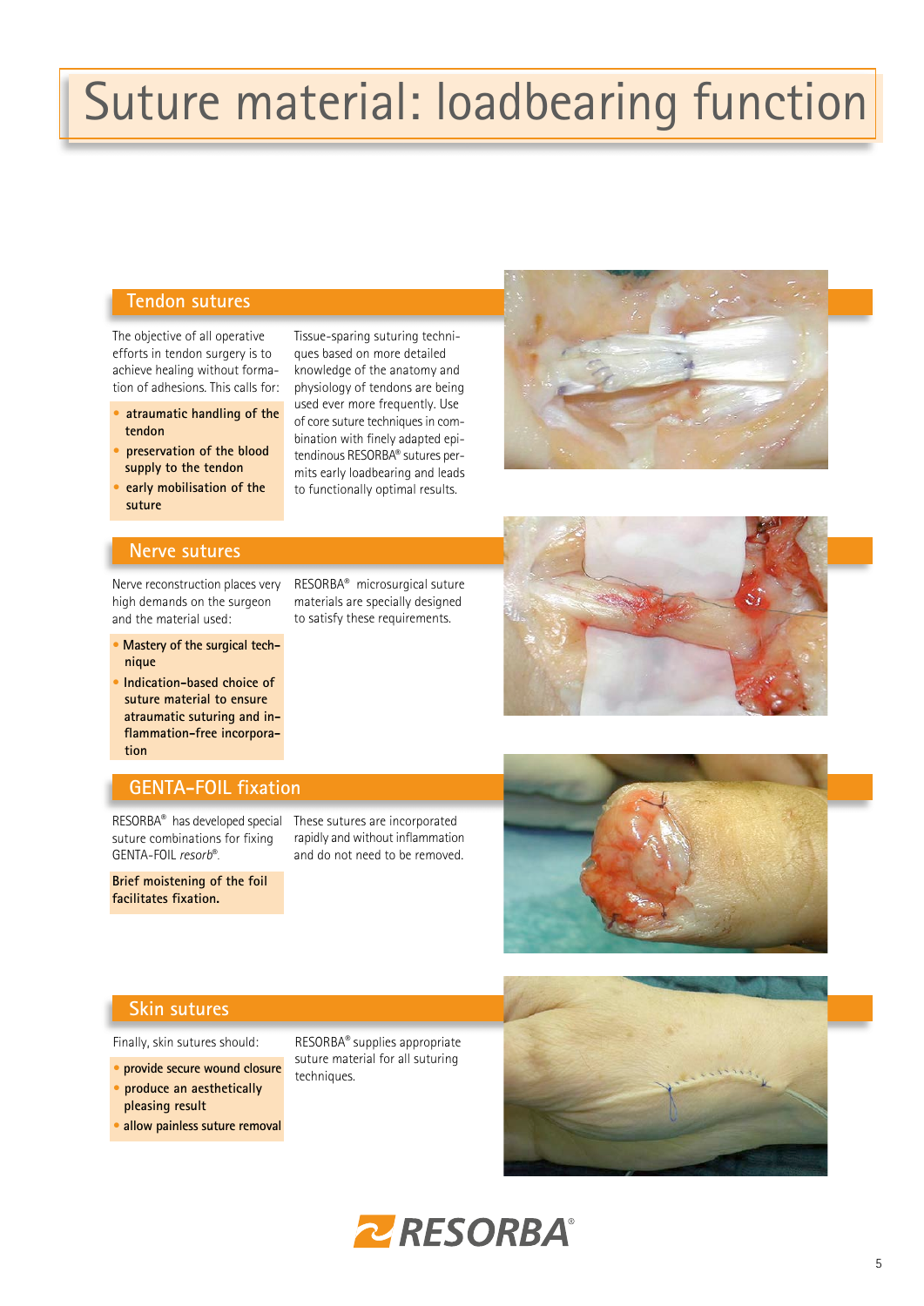# Suture material: loadbearing function

## Tendon sutures

The objective of all operative efforts in tendon surgery is to achieve healing without formation of adhesions. This calls for:

- **atraumatic handling of the tendon**
- **preservation of the blood supply to the tendon**
- **early mobilisation of the suture**

Tissue-sparing suturing techniques based on more detailed knowledge of the anatomy and physiology of tendons are being used ever more frequently. Use of core suture techniques in combination with finely adapted epitendinous RESORBA® sutures permits early loadbearing and leads to functionally optimal results.

## Nerve sutures

Nerve reconstruction places very high demands on the surgeon and the material used:

- **Mastery of the surgical technique**
- **Indication-based choice of suture material to ensure atraumatic suturing and inflammation-free incorporation**

RESORBA® microsurgical suture materials are specially designed to satisfy these requirements.

## GENTA-FOIL fixation

RESORBA® has developed special suture combinations for fixing GENTA-FOIL *resorb*®.

**Brief moistening of the foil facilitates fixation.**

These sutures are incorporated rapidly and without inflammation and do not need to be removed.

## Skin sutures

Finally, skin sutures should:

- **provide secure wound closure**
- **produce an aesthetically pleasing result**
- **allow painless suture removal**

RESORBA® supplies appropriate suture material for all suturing techniques.

RESORBA®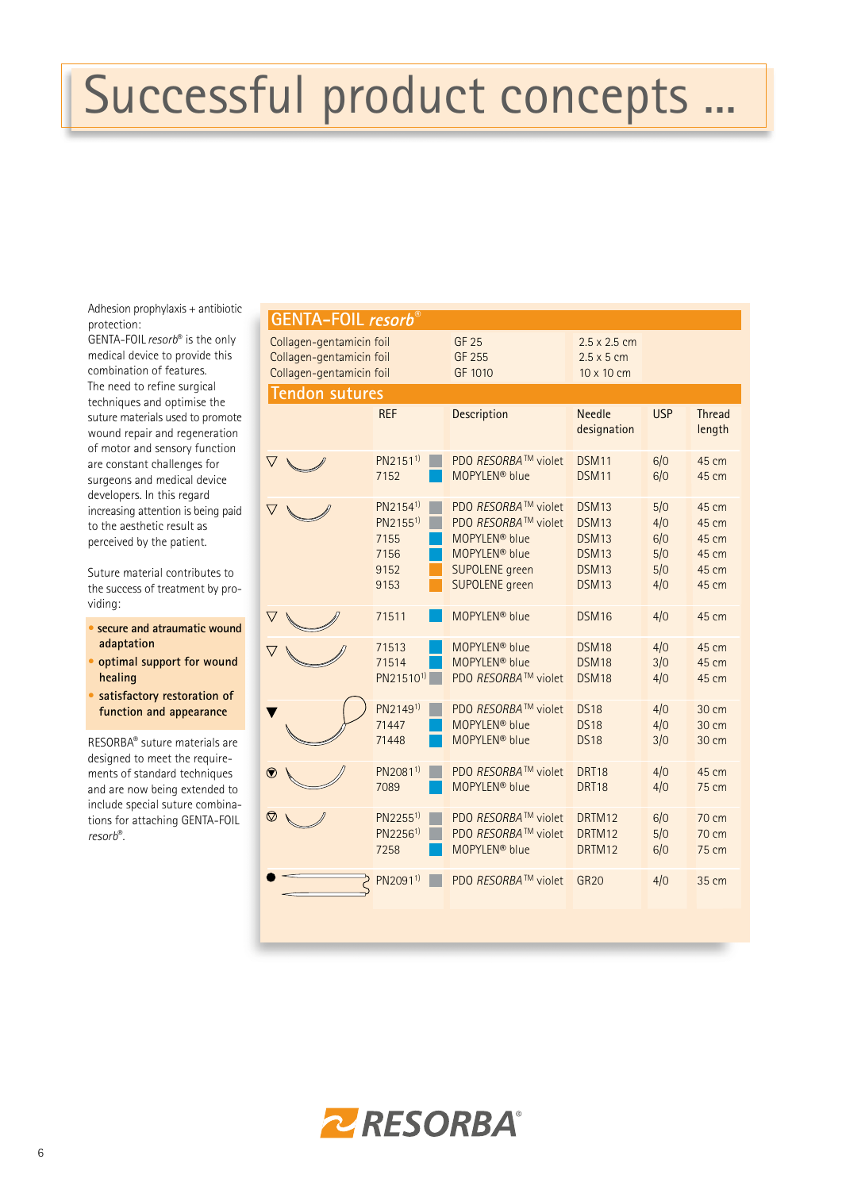# Successful product concepts ...

Adhesion prophylaxis + antibiotic protection:
GENTA-FOIL *resorb*® is the only medical device to provide this combination of features.
The need to refine surgical techniques and optimise the suture materials used to promote wound repair and regeneration of motor and sensory function are constant challenges for surgeons and medical device developers. In this regard increasing attention is being paid to the aesthetic result as perceived by the patient.

Suture material contributes to the success of treatment by providing:

- **secure and atraumatic wound adaptation**
- **optimal support for wound healing**
- **satisfactory restoration of function and appearance**

RESORBA® suture materials are designed to meet the requirements of standard techniques and are now being extended to include special suture combinations for attaching GENTA-FOIL *resorb*®.

## GENTA-FOIL *resorb*®

| | | |
|---|---|---|
| Collagen-gentamicin foil | GF 25 | 2.5 x 2.5 cm |
| Collagen-gentamicin foil | GF 255 | 2.5 x 5 cm |
| Collagen-gentamicin foil | GF 1010 | 10 x 10 cm |

## Tendon sutures

| REF | Description | Needle designation | USP | Thread length |
|---|---|---|---|---|
| PN2151[1] | PDO *RESORBA*™ violet | DSM11 | 6/0 | 45 cm |
| 7152 | MOPYLEN® blue | DSM11 | 6/0 | 45 cm |
| PN2154[1] | PDO *RESORBA*™ violet | DSM13 | 5/0 | 45 cm |
| PN2155[1] | PDO *RESORBA*™ violet | DSM13 | 4/0 | 45 cm |
| 7155 | MOPYLEN® blue | DSM13 | 6/0 | 45 cm |
| 7156 | MOPYLEN® blue | DSM13 | 5/0 | 45 cm |
| 9152 | SUPOLENE green | DSM13 | 5/0 | 45 cm |
| 9153 | SUPOLENE green | DSM13 | 4/0 | 45 cm |
| 71511 | MOPYLEN® blue | DSM16 | 4/0 | 45 cm |
| 71513 | MOPYLEN® blue | DSM18 | 4/0 | 45 cm |
| 71514 | MOPYLEN® blue | DSM18 | 3/0 | 45 cm |
| PN21510[1] | PDO *RESORBA*™ violet | DSM18 | 4/0 | 45 cm |
| PN2149[1] | PDO *RESORBA*™ violet | DS18 | 4/0 | 30 cm |
| 71447 | MOPYLEN® blue | DS18 | 4/0 | 30 cm |
| 71448 | MOPYLEN® blue | DS18 | 3/0 | 30 cm |
| PN2081[1] | PDO *RESORBA*™ violet | DRT18 | 4/0 | 45 cm |
| 7089 | MOPYLEN® blue | DRT18 | 4/0 | 75 cm |
| PN2255[1] | PDO *RESORBA*™ violet | DRTM12 | 6/0 | 70 cm |
| PN2256[1] | PDO *RESORBA*™ violet | DRTM12 | 5/0 | 70 cm |
| 7258 | MOPYLEN® blue | DRTM12 | 6/0 | 75 cm |
| PN2091[1] | PDO *RESORBA*™ violet | GR20 | 4/0 | 35 cm |

RESORBA®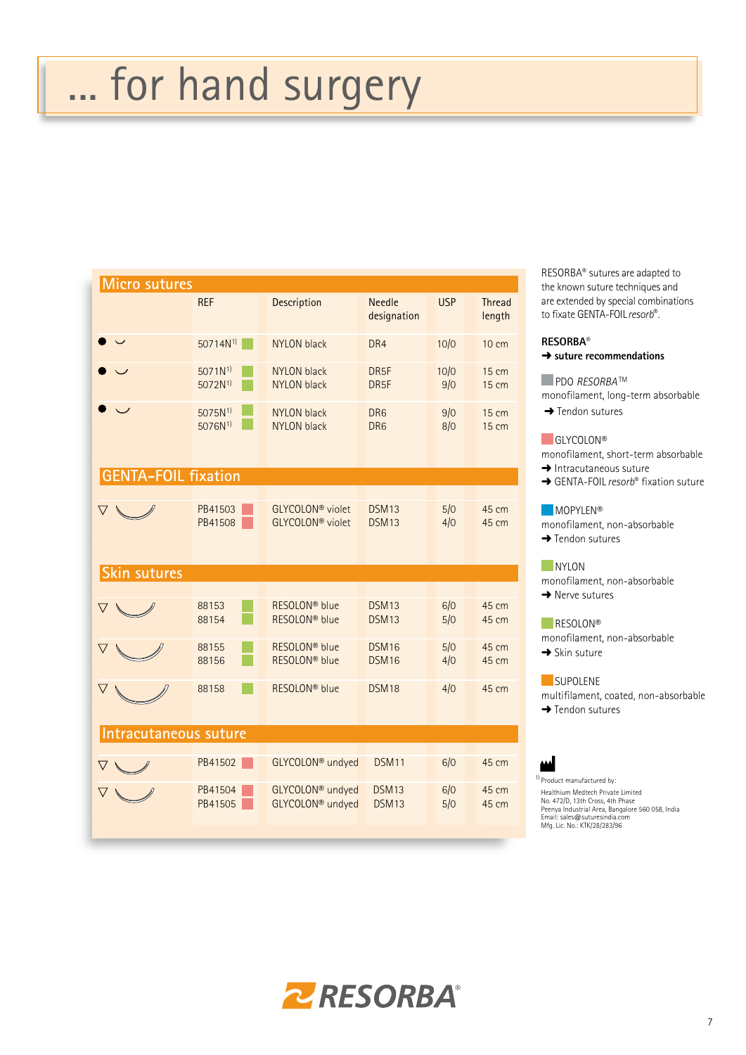# ... for hand surgery

| | REF | Description | Needle designation | USP | Thread length |
|---|---|---|---|---|---|
| **Micro sutures** | | | | | |
| ● ◡ | 50714N[1] | NYLON black | DR4 | 10/0 | 10 cm |
| ● ◡ | 5071N[1] | NYLON black | DR5F | 10/0 | 15 cm |
| | 5072N[1] | NYLON black | DR5F | 9/0 | 15 cm |
| ● ◡ | 5075N[1] | NYLON black | DR6 | 9/0 | 15 cm |
| | 5076N[1] | NYLON black | DR6 | 8/0 | 15 cm |
| **GENTA-FOIL fixation** | | | | | |
| ▽ ◡ | PB41503 | GLYCOLON® violet | DSM13 | 5/0 | 45 cm |
| | PB41508 | GLYCOLON® violet | DSM13 | 4/0 | 45 cm |
| **Skin sutures** | | | | | |
| ▽ ◡ | 88153 | RESOLON® blue | DSM13 | 6/0 | 45 cm |
| | 88154 | RESOLON® blue | DSM13 | 5/0 | 45 cm |
| ▽ ◡ | 88155 | RESOLON® blue | DSM16 | 5/0 | 45 cm |
| | 88156 | RESOLON® blue | DSM16 | 4/0 | 45 cm |
| ▽ ◡ | 88158 | RESOLON® blue | DSM18 | 4/0 | 45 cm |
| **Intracutaneous suture** | | | | | |
| ▽ ◡ | PB41502 | GLYCOLON® undyed | DSM11 | 6/0 | 45 cm |
| ▽ ◡ | PB41504 | GLYCOLON® undyed | DSM13 | 6/0 | 45 cm |
| | PB41505 | GLYCOLON® undyed | DSM13 | 5/0 | 45 cm |

RESORBA® sutures are adapted to the known suture techniques and are extended by special combinations to fixate GENTA-FOIL *resorb*®.

**RESORBA®**
**➜ suture recommendations**

PDO *RESORBA*™
monofilament, long-term absorbable
➜ Tendon sutures

GLYCOLON®
monofilament, short-term absorbable
➜ Intracutaneous suture
➜ GENTA-FOIL *resorb*® fixation suture

MOPYLEN®
monofilament, non-absorbable
➜ Tendon sutures

NYLON
monofilament, non-absorbable
➜ Nerve sutures

RESOLON®
monofilament, non-absorbable
➜ Skin suture

SUPOLENE
multifilament, coated, non-absorbable
➜ Tendon sutures

[1] Product manufactured by:
Healthium Medtech Private Limited
No. 472/D, 13th Cross, 4th Phase
Peenya Industrial Area, Bangalore 560 058, India
Email: sales@suturesindia.com
Mfg. Lic. No.: KTK/28/283/96

RESORBA®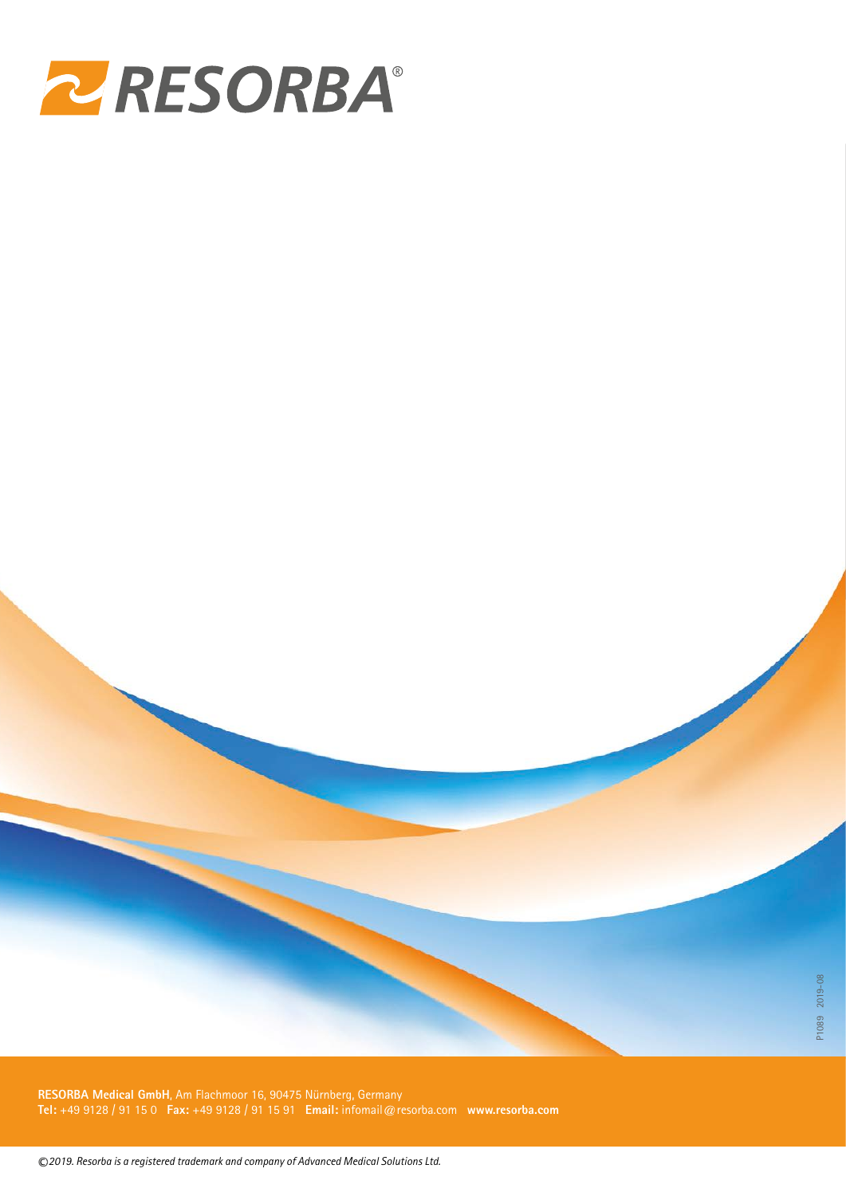# RESORBA®

**RESORBA Medical GmbH**, Am Flachmoor 16, 90475 Nürnberg, Germany
**Tel:** +49 9128 / 91 15 0 **Fax:** +49 9128 / 91 15 91 **Email:** infomail@resorba.com **www.resorba.com**

P1089 2019-08

*©2019. Resorba is a registered trademark and company of Advanced Medical Solutions Ltd.*